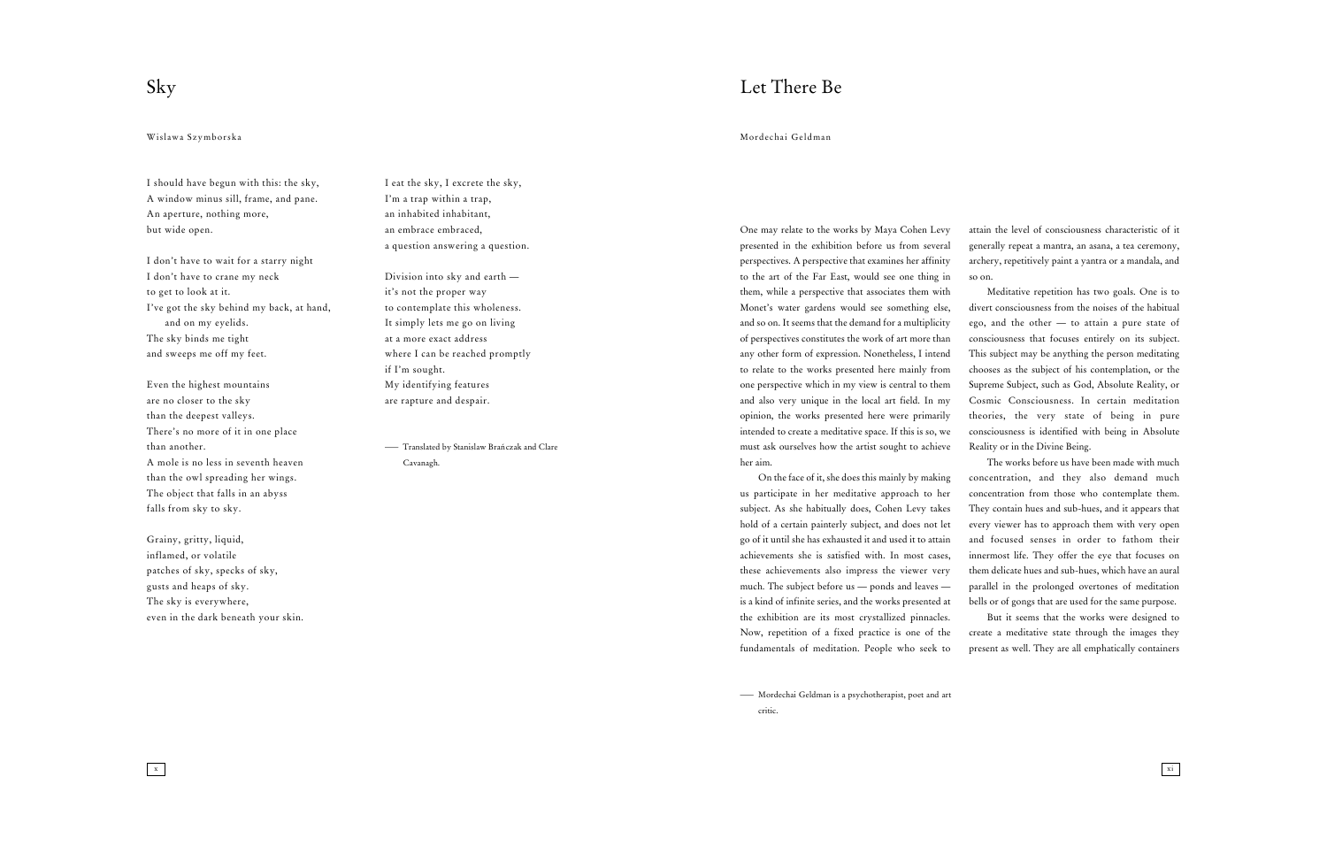# Sky

Wislawa Szymborska

I should have begun with this: the sky,
A window minus sill, frame, and pane.
An aperture, nothing more,
but wide open.

I don't have to wait for a starry night
I don't have to crane my neck
to get to look at it.
I've got the sky behind my back, at hand,
and on my eyelids.
The sky binds me tight
and sweeps me off my feet.

Even the highest mountains
are no closer to the sky
than the deepest valleys.
There's no more of it in one place
than another.
A mole is no less in seventh heaven
than the owl spreading her wings.
The object that falls in an abyss
falls from sky to sky.

Grainy, gritty, liquid,
inflamed, or volatile
patches of sky, specks of sky,
gusts and heaps of sky.
The sky is everywhere,
even in the dark beneath your skin.

I eat the sky, I excrete the sky,
I'm a trap within a trap,
an inhabited inhabitant,
an embrace embraced,
a question answering a question.

Division into sky and earth —
it's not the proper way
to contemplate this wholeness.
It simply lets me go on living
at a more exact address
where I can be reached promptly
if I'm sought.
My identifying features
are rapture and despair.

— Translated by Stanislaw Barańczak and Clare Cavanagh.

# Let There Be

Mordechai Geldman

One may relate to the works by Maya Cohen Levy presented in the exhibition before us from several perspectives. A perspective that examines her affinity to the art of the Far East, would see one thing in them, while a perspective that associates them with Monet's water gardens would see something else, and so on. It seems that the demand for a multiplicity of perspectives constitutes the work of art more than any other form of expression. Nonetheless, I intend to relate to the works presented here mainly from one perspective which in my view is central to them and also very unique in the local art field. In my opinion, the works presented here were primarily intended to create a meditative space. If this is so, we must ask ourselves how the artist sought to achieve her aim.

On the face of it, she does this mainly by making us participate in her meditative approach to her subject. As she habitually does, Cohen Levy takes hold of a certain painterly subject, and does not let go of it until she has exhausted it and used it to attain achievements she is satisfied with. In most cases, these achievements also impress the viewer very much. The subject before us — ponds and leaves — is a kind of infinite series, and the works presented at the exhibition are its most crystallized pinnacles. Now, repetition of a fixed practice is one of the fundamentals of meditation. People who seek to attain the level of consciousness characteristic of it generally repeat a mantra, an asana, a tea ceremony, archery, repetitively paint a yantra or a mandala, and so on.

Meditative repetition has two goals. One is to divert consciousness from the noises of the habitual ego, and the other — to attain a pure state of consciousness that focuses entirely on its subject. This subject may be anything the person meditating chooses as the subject of his contemplation, or the Supreme Subject, such as God, Absolute Reality, or Cosmic Consciousness. In certain meditation theories, the very state of being in pure consciousness is identified with being in Absolute Reality or in the Divine Being.

The works before us have been made with much concentration, and they also demand much concentration from those who contemplate them. They contain hues and sub-hues, and it appears that every viewer has to approach them with very open and focused senses in order to fathom their innermost life. They offer the eye that focuses on them delicate hues and sub-hues, which have an aural parallel in the prolonged overtones of meditation bells or of gongs that are used for the same purpose.

But it seems that the works were designed to create a meditative state through the images they present as well. They are all emphatically containers

— Mordechai Geldman is a psychotherapist, poet and art critic.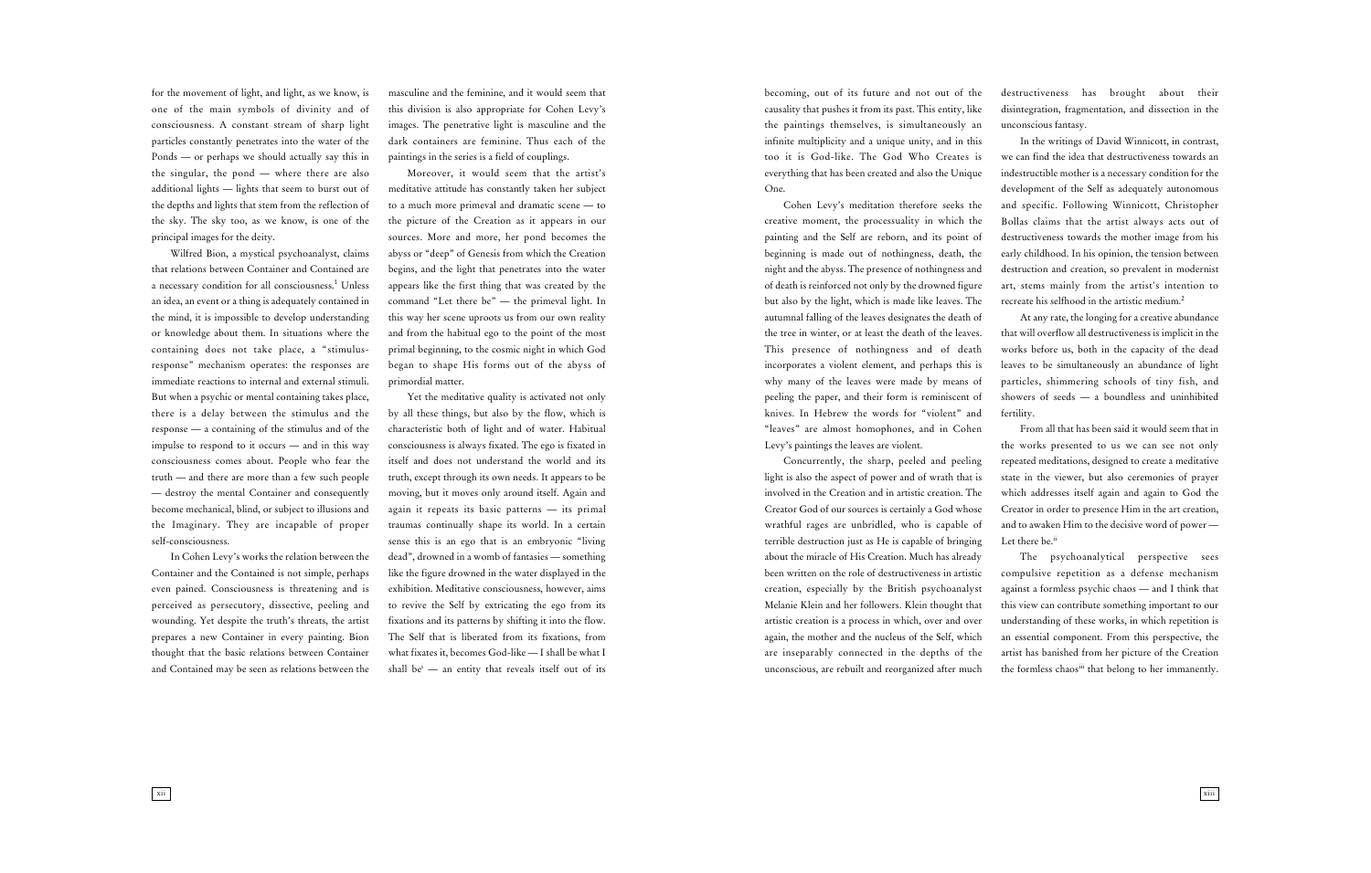for the movement of light, and light, as we know, is one of the main symbols of divinity and of consciousness. A constant stream of sharp light particles constantly penetrates into the water of the Ponds — or perhaps we should actually say this in the singular, the pond — where there are also additional lights — lights that seem to burst out of the depths and lights that stem from the reflection of the sky. The sky too, as we know, is one of the principal images for the deity.

Wilfred Bion, a mystical psychoanalyst, claims that relations between Container and Contained are a necessary condition for all consciousness.[1] Unless an idea, an event or a thing is adequately contained in the mind, it is impossible to develop understanding or knowledge about them. In situations where the containing does not take place, a "stimulus-response" mechanism operates: the responses are immediate reactions to internal and external stimuli. But when a psychic or mental containing takes place, there is a delay between the stimulus and the response — a containing of the stimulus and of the impulse to respond to it occurs — and in this way consciousness comes about. People who fear the truth — and there are more than a few such people — destroy the mental Container and consequently become mechanical, blind, or subject to illusions and the Imaginary. They are incapable of proper self-consciousness.

In Cohen Levy's works the relation between the Container and the Contained is not simple, perhaps even pained. Consciousness is threatening and is perceived as persecutory, dissective, peeling and wounding. Yet despite the truth's threats, the artist prepares a new Container in every painting. Bion thought that the basic relations between Container and Contained may be seen as relations between the masculine and the feminine, and it would seem that this division is also appropriate for Cohen Levy's images. The penetrative light is masculine and the dark containers are feminine. Thus each of the paintings in the series is a field of couplings.

Moreover, it would seem that the artist's meditative attitude has constantly taken her subject to a much more primeval and dramatic scene — to the picture of the Creation as it appears in our sources. More and more, her pond becomes the abyss or "deep" of Genesis from which the Creation begins, and the light that penetrates into the water appears like the first thing that was created by the command "Let there be" — the primeval light. In this way her scene uproots us from our own reality and from the habitual ego to the point of the most primal beginning, to the cosmic night in which God began to shape His forms out of the abyss of primordial matter.

Yet the meditative quality is activated not only by all these things, but also by the flow, which is characteristic both of light and of water. Habitual consciousness is always fixated. The ego is fixated in itself and does not understand the world and its truth, except through its own needs. It appears to be moving, but it moves only around itself. Again and again it repeats its basic patterns — its primal traumas continually shape its world. In a certain sense this is an embryonic "living dead", drowned in a womb of fantasies — something like the figure drowned in the water displayed in the exhibition. Meditative consciousness, however, aims to revive the Self by extricating the ego from its fixations and its patterns by shifting it into the flow. The Self that is liberated from its fixations, from what fixates it, becomes God-like — I shall be what I shall be[i] — an entity that reveals itself out of its becoming, out of its future and not out of the causality that pushes it from its past. This entity, like the paintings themselves, is simultaneously an infinite multiplicity and a unique unity, and in this too it is God-like. The God Who Creates is everything that has been created and also the Unique One.

Cohen Levy's meditation therefore seeks the creative moment, the processuality in which the painting and the Self are reborn, and its point of beginning is made out of nothingness, death, the night and the abyss. The presence of nothingness and of death is reinforced not only by the drowned figure but also by the light, which is made like leaves. The autumnal falling of the leaves designates the death of the tree in winter, or at least the death of the leaves. This presence of nothingness and of death incorporates a violent element, and perhaps this is why many of the leaves were made by means of peeling the paper, and their form is reminiscent of knives. In Hebrew the words for "violent" and "leaves" are almost homophones, and in Cohen Levy's paintings the leaves are violent.

Concurrently, the sharp, peeled and peeling light is also the aspect of power and of wrath that is involved in the Creation and in artistic creation. The Creator God of our sources is certainly a God whose wrathful rages are unbridled, who is capable of terrible destruction just as He is capable of bringing about the miracle of His Creation. Much has already been written on the role of destructiveness in artistic creation, especially by the British psychoanalyst Melanie Klein and her followers. Klein thought that artistic creation is a process in which, over and over again, the mother and the nucleus of the Self, which are inseparably connected in the depths of the unconscious, are rebuilt and reorganized after much destructiveness has brought about their disintegration, fragmentation, and dissection in the unconscious fantasy.

In the writings of David Winnicott, in contrast, we can find the idea that destructiveness towards an indestructible mother is a necessary condition for the development of the Self as adequately autonomous and specific. Following Winnicott, Christopher Bollas claims that the artist always acts out of destructiveness towards the mother image from his early childhood. In his opinion, the tension between destruction and creation, so prevalent in modernist art, stems mainly from the artist's intention to recreate his selfhood in the artistic medium.[2]

At any rate, the longing for a creative abundance that will overflow all destructiveness is implicit in the works before us, both in the capacity of the dead leaves to be simultaneously an abundance of light particles, shimmering schools of tiny fish, and showers of seeds — a boundless and uninhibited fertility.

From all that has been said it would seem that in the works presented to us we can see not only repeated meditations, designed to create a meditative state in the viewer, but also ceremonies of prayer which addresses itself again and again to God the Creator in order to presence Him in the art creation, and to awaken Him to the decisive word of power — Let there be.[ii]

The psychoanalytical perspective sees compulsive repetition as a defense mechanism against a formless psychic chaos — and I think that this view can contribute something important to our understanding of these works, in which repetition is an essential component. From this perspective, the artist has banished from her picture of the Creation the formless chaos[iii] that belong to her immanently.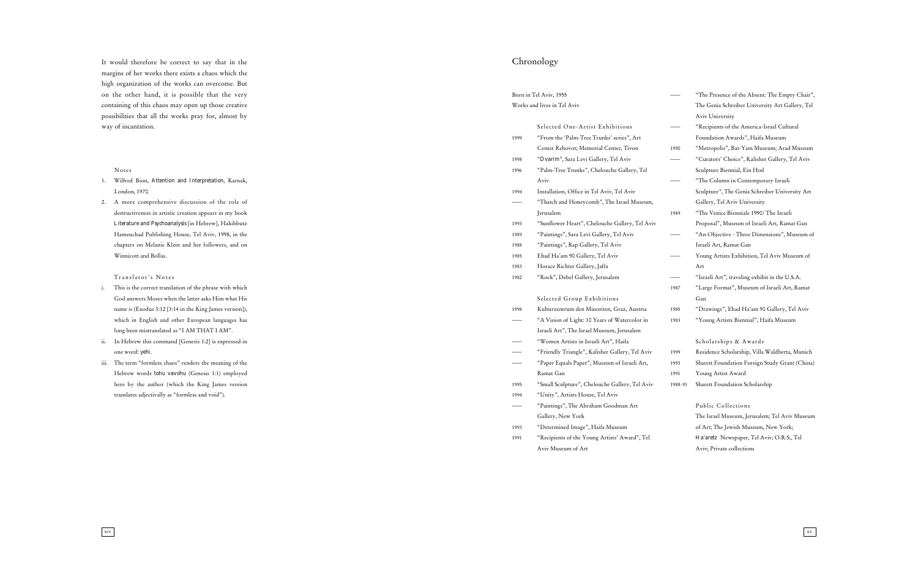It would therefore be correct to say that in the margins of her works there exists a chaos which the high organization of the works can overcome. But on the other hand, it is possible that the very containing of this chaos may open up those creative possibilities that all the works pray for, almost by way of incantation.

### Notes

1. Wilfred Bion, *Attention and Interpretation*, Karnak, London, 1970.
2. A more comprehensive discussion of the role of destructiveness in artistic creation appears in my book *Literature and Psychoanalysis* [in Hebrew], Hakibbutz Hameuchad Publishing House, Tel Aviv, 1998, in the chapters on Melanie Klein and her followers, and on Winnicott and Bollas.

### Translator's Notes

i. This is the correct translation of the phrase with which God answers Moses when the latter asks Him what His name is (Exodus 3:12 [3:14 in the King James version]), which in English and other European languages has long been mistranslated as "I AM THAT I AM".

ii. In Hebrew this command [Genesis 1:2] is expressed in one word: *yehi*.

iii. The term "formless chaos" renders the meaning of the Hebrew words *tohu vavohu* (Genesis 1:1) employed here by the author (which the King James version translates adjectivally as "formless and void").

# Chronology

Born in Tel Aviv, 1955
Works and lives in Tel Aviv

### Selected One-Artist Exhibitions

| | |
|---|---|
| 1999 | "From the 'Palm-Tree Trunks' series", Art Center Rehovot; Memorial Center, Tivon |
| 1998 | "*Dvarim*", Sara Levi Gallery, Tel Aviv |
| 1996 | "Palm-Tree Trunks", Chelouche Gallery, Tel Aviv |
| 1994 | Installation, Office in Tel Aviv, Tel Aviv |
| —— | "Thatch and Honeycomb", The Israel Museum, Jerusalem |
| 1993 | "Sunflower Heart", Chelouche Gallery, Tel Aviv |
| 1989 | "Paintings", Sara Levi Gallery, Tel Aviv |
| 1988 | "Paintings", Rap Gallery, Tel Aviv |
| 1985 | Ehad Ha'am 90 Gallery, Tel Aviv |
| 1983 | Horace Richter Gallery, Jaffa |
| 1982 | "Rock", Debel Gallery, Jerusalem |

### Selected Group Exhibitions

| | |
|---|---|
| 1998 | Kulturzentrum den Minoriten, Graz, Austria |
| —— | "A Vision of Light: 10 Years of Watercolor in Israeli Art", The Israel Museum, Jerusalem |
| —— | "Women Artists in Israeli Art", Haifa |
| —— | "Friendly Triangle", Kalisher Gallery, Tel Aviv |
| —— | "Paper Equals Paper", Museum of Israeli Art, Ramat Gan |
| 1995 | "Small Sculpture", Chelouche Gallery, Tel Aviv |
| 1994 | "Unity", Artists House, Tel Aviv |
| —— | "Paintings", The Abraham Goodman Art Gallery, New York |
| 1993 | "Determined Image", Haifa Museum |
| 1991 | "Recipients of the Young Artists' Award", Tel Aviv Museum of Art |
| —— | "The Presence of the Absent: The Empty Chair", The Genia Schreiber University Art Gallery, Tel Aviv University |
| —— | "Recipients of the America-Israel Cultural Foundation Awards", Haifa Museum |
| 1990 | "Metropolis", Bat-Yam Museum; Arad Museum |
| —— | "Curators' Choice", Kalisher Gallery, Tel Aviv |
| —— | Sculpture Biennial, Ein Hod |
| —— | "The Column in Contemporary Israeli Sculpture", The Genia Schreiber University Art Gallery, Tel Aviv University |
| 1989 | "The Venice Bienniale 1990/The Israeli Proposal", Museum of Israeli Art, Ramat Gan |
| —— | "An Objective - Three Dimensions", Museum of Israeli Art, Ramat Gan |
| —— | Young Artists Exhibition, Tel Aviv Museum of Art |
| —— | "Israeli Art", traveling exhibit in the U.S.A. |
| 1987 | "Large Format", Museum of Israeli Art, Ramat Gan |
| 1985 | "Drawings", Ehad Ha'am 90 Gallery, Tel Aviv |
| 1983 | "Young Artists Biennial", Haifa Museum |

### Scholarships & Awards

| | |
|---|---|
| 1999 | Residence Scholarship, Villa Waldberta, Munich |
| 1993 | Sharett Foundation Foreign Study Grant (China) |
| 1991 | Young Artist Award |
| 1988-91 | Sharett Foundation Scholarship |

### Public Collections

The Israel Museum, Jerusalem; Tel Aviv Museum of Art; The Jewish Museum, New York; *Ha'aretz* Newspaper, Tel Aviv; O.R.S., Tel Aviv; Private collections